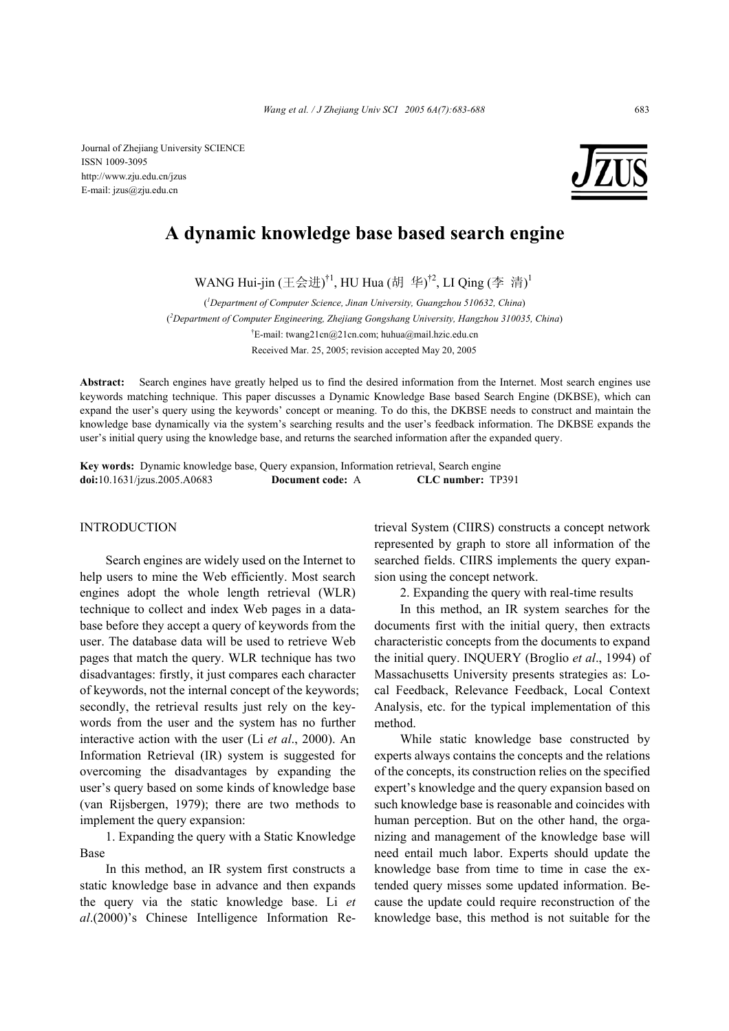Journal of Zhejiang University SCIENCE
ISSN 1009-3095
http://www.zju.edu.cn/jzus
E-mail: jzus@zju.edu.cn

# A dynamic knowledge base based search engine

WANG Hui-jin (王会进)[†1], HU Hua (胡 华)[†2], LI Qing (李 清)[1]

([1]*Department of Computer Science, Jinan University, Guangzhou 510632, China*)

([2]*Department of Computer Engineering, Zhejiang Gongshang University, Hangzhou 310035, China*)

[†]E-mail: twang21cn@21cn.com; huhua@mail.hzic.edu.cn

Received Mar. 25, 2005; revision accepted May 20, 2005

**Abstract:** Search engines have greatly helped us to find the desired information from the Internet. Most search engines use keywords matching technique. This paper discusses a Dynamic Knowledge Base based Search Engine (DKBSE), which can expand the user's query using the keywords' concept or meaning. To do this, the DKBSE needs to construct and maintain the knowledge base dynamically via the system's searching results and the user's feedback information. The DKBSE expands the user's initial query using the knowledge base, and returns the searched information after the expanded query.

**Key words:** Dynamic knowledge base, Query expansion, Information retrieval, Search engine
**doi:**10.1631/jzus.2005.A0683 **Document code:** A **CLC number:** TP391

## INTRODUCTION

Search engines are widely used on the Internet to help users to mine the Web efficiently. Most search engines adopt the whole length retrieval (WLR) technique to collect and index Web pages in a database before they accept a query of keywords from the user. The database data will be used to retrieve Web pages that match the query. WLR technique has two disadvantages: firstly, it just compares each character of keywords, not the internal concept of the keywords; secondly, the retrieval results just rely on the keywords from the user and the system has no further interactive action with the user (Li *et al*., 2000). An Information Retrieval (IR) system is suggested for overcoming the disadvantages by expanding the user's query based on some kinds of knowledge base (van Rijsbergen, 1979); there are two methods to implement the query expansion:

1. Expanding the query with a Static Knowledge Base

In this method, an IR system first constructs a static knowledge base in advance and then expands the query via the static knowledge base. Li *et al*.(2000)'s Chinese Intelligence Information Retrieval System (CIIRS) constructs a concept network represented by graph to store all information of the searched fields. CIIRS implements the query expansion using the concept network.

2. Expanding the query with real-time results

In this method, an IR system searches for the documents first with the initial query, then extracts characteristic concepts from the documents to expand the initial query. INQUERY (Broglio *et al*., 1994) of Massachusetts University presents strategies as: Local Feedback, Relevance Feedback, Local Context Analysis, etc. for the typical implementation of this method.

While static knowledge base constructed by experts always contains the concepts and the relations of the concepts, its construction relies on the specified expert's knowledge and the query expansion based on such knowledge base is reasonable and coincides with human perception. But on the other hand, the organizing and management of the knowledge base will need entail much labor. Experts should update the knowledge base from time to time in case the extended query misses some updated information. Because the update could require reconstruction of the knowledge base, this method is not suitable for the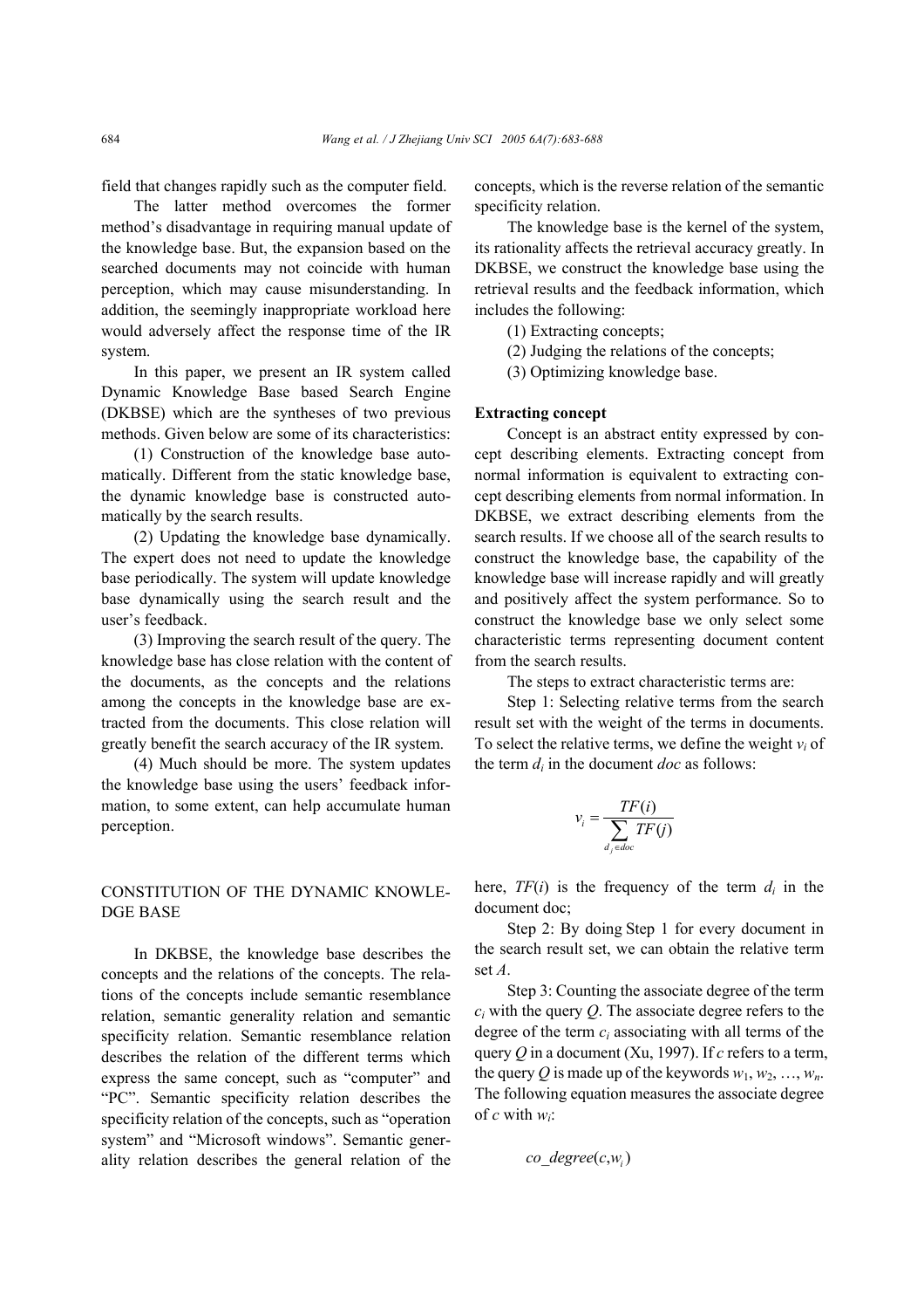field that changes rapidly such as the computer field.

The latter method overcomes the former method's disadvantage in requiring manual update of the knowledge base. But, the expansion based on the searched documents may not coincide with human perception, which may cause misunderstanding. In addition, the seemingly inappropriate workload here would adversely affect the response time of the IR system.

In this paper, we present an IR system called Dynamic Knowledge Base based Search Engine (DKBSE) which are the syntheses of two previous methods. Given below are some of its characteristics:

(1) Construction of the knowledge base automatically. Different from the static knowledge base, the dynamic knowledge base is constructed automatically by the search results.

(2) Updating the knowledge base dynamically. The expert does not need to update the knowledge base periodically. The system will update knowledge base dynamically using the search result and the user's feedback.

(3) Improving the search result of the query. The knowledge base has close relation with the content of the documents, as the concepts and the relations among the concepts in the knowledge base are extracted from the documents. This close relation will greatly benefit the search accuracy of the IR system.

(4) Much should be more. The system updates the knowledge base using the users' feedback information, to some extent, can help accumulate human perception.

## CONSTITUTION OF THE DYNAMIC KNOWLEDGE BASE

In DKBSE, the knowledge base describes the concepts and the relations of the concepts. The relations of the concepts include semantic resemblance relation, semantic generality relation and semantic specificity relation. Semantic resemblance relation describes the relation of the different terms which express the same concept, such as "computer" and "PC". Semantic specificity relation describes the specificity relation of the concepts, such as "operation system" and "Microsoft windows". Semantic generality relation describes the general relation of the concepts, which is the reverse relation of the semantic specificity relation.

The knowledge base is the kernel of the system, its rationality affects the retrieval accuracy greatly. In DKBSE, we construct the knowledge base using the retrieval results and the feedback information, which includes the following:

(1) Extracting concepts;

(2) Judging the relations of the concepts;

(3) Optimizing knowledge base.

### Extracting concept

Concept is an abstract entity expressed by concept describing elements. Extracting concept from normal information is equivalent to extracting concept describing elements from normal information. In DKBSE, we extract describing elements from the search results. If we choose all of the search results to construct the knowledge base, the capability of the knowledge base will increase rapidly and will greatly and positively affect the system performance. So to construct the knowledge base we only select some characteristic terms representing document content from the search results.

The steps to extract characteristic terms are:

Step 1: Selecting relative terms from the search result set with the weight of the terms in documents. To select the relative terms, we define the weight $v_i$ of the term $d_i$ in the document *doc* as follows:

$$v_i = \frac{TF(i)}{\sum_{d_j \in doc} TF(j)}$$

here, $TF(i)$ is the frequency of the term $d_i$ in the document doc;

Step 2: By doing Step 1 for every document in the search result set, we can obtain the relative term set $A$.

Step 3: Counting the associate degree of the term $c_i$ with the query $Q$. The associate degree refers to the degree of the term $c_i$ associating with all terms of the query $Q$ in a document (Xu, 1997). If $c$ refers to a term, the query $Q$ is made up of the keywords $w_1, w_2, \ldots, w_n$. The following equation measures the associate degree of $c$ with $w_i$:

$$co\_degree(c,w_i)$$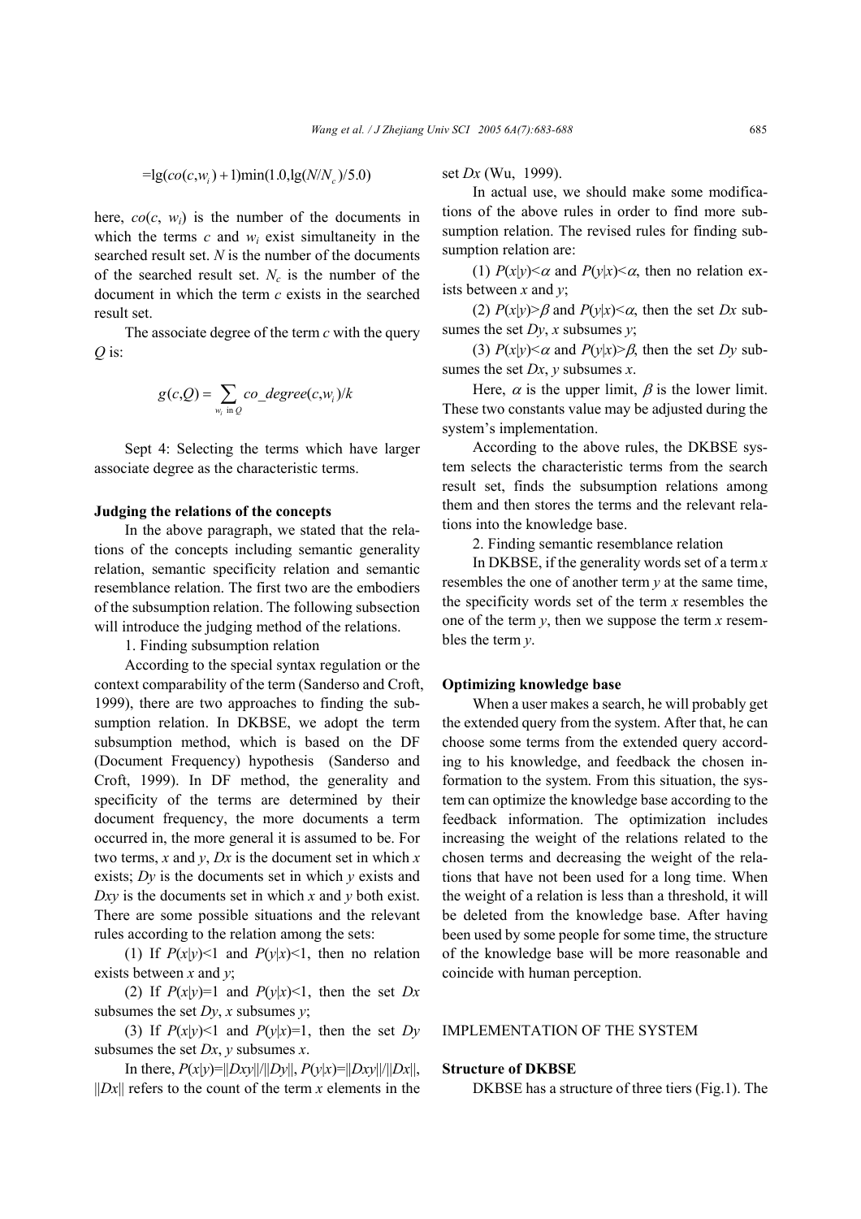$$=\lg(co(c,w_i)+1)\min(1.0,\lg(N/N_c)/5.0)$$

here, $co(c, w_i)$ is the number of the documents in which the terms $c$ and $w_i$ exist simultaneity in the searched result set. $N$ is the number of the documents of the searched result set. $N_c$ is the number of the document in which the term $c$ exists in the searched result set.

The associate degree of the term $c$ with the query $Q$ is:

$$g(c,Q)=\sum_{w_i \text{ in } Q} co\_degree(c,w_i)/k$$

Sept 4: Selecting the terms which have larger associate degree as the characteristic terms.

### Judging the relations of the concepts

In the above paragraph, we stated that the relations of the concepts including semantic generality relation, semantic specificity relation and semantic resemblance relation. The first two are the embodiers of the subsumption relation. The following subsection will introduce the judging method of the relations.

1. Finding subsumption relation

According to the special syntax regulation or the context comparability of the term (Sanderso and Croft, 1999), there are two approaches to finding the subsumption relation. In DKBSE, we adopt the term subsumption method, which is based on the DF (Document Frequency) hypothesis (Sanderso and Croft, 1999). In DF method, the generality and specificity of the terms are determined by their document frequency, the more documents a term occurred in, the more general it is assumed to be. For two terms, $x$ and $y$, $Dx$ is the document set in which $x$ exists; $Dy$ is the documents set in which $y$ exists and $Dxy$ is the documents set in which $x$ and $y$ both exist. There are some possible situations and the relevant rules according to the relation among the sets:

(1) If $P(x|y)<1$ and $P(y|x)<1$, then no relation exists between $x$ and $y$;

(2) If $P(x|y)=1$ and $P(y|x)<1$, then the set $Dx$ subsumes the set $Dy$, $x$ subsumes $y$;

(3) If $P(x|y)<1$ and $P(y|x)=1$, then the set $Dy$ subsumes the set $Dx$, $y$ subsumes $x$.

In there, $P(x|y)=\|Dxy\|/\|Dy\|$, $P(y|x)=\|Dxy\|/\|Dx\|$, $\|Dx\|$ refers to the count of the term $x$ elements in the set $Dx$ (Wu, 1999).

In actual use, we should make some modifications of the above rules in order to find more subsumption relation. The revised rules for finding subsumption relation are:

(1) $P(x|y)<\alpha$ and $P(y|x)<\alpha$, then no relation exists between $x$ and $y$;

(2) $P(x|y)>\beta$ and $P(y|x)<\alpha$, then the set $Dx$ subsumes the set $Dy$, $x$ subsumes $y$;

(3) $P(x|y)<\alpha$ and $P(y|x)>\beta$, then the set $Dy$ subsumes the set $Dx$, $y$ subsumes $x$.

Here, $\alpha$ is the upper limit, $\beta$ is the lower limit. These two constants value may be adjusted during the system's implementation.

According to the above rules, the DKBSE system selects the characteristic terms from the search result set, finds the subsumption relations among them and then stores the terms and the relevant relations into the knowledge base.

2. Finding semantic resemblance relation

In DKBSE, if the generality words set of a term $x$ resembles the one of another term $y$ at the same time, the specificity words set of the term $x$ resembles the one of the term $y$, then we suppose the term $x$ resembles the term $y$.

### Optimizing knowledge base

When a user makes a search, he will probably get the extended query from the system. After that, he can choose some terms from the extended query according to his knowledge, and feedback the chosen information to the system. From this situation, the system can optimize the knowledge base according to the feedback information. The optimization includes increasing the weight of the relations related to the chosen terms and decreasing the weight of the relations that have not been used for a long time. When the weight of a relation is less than a threshold, it will be deleted from the knowledge base. After having been used by some people for some time, the structure of the knowledge base will be more reasonable and coincide with human perception.

## IMPLEMENTATION OF THE SYSTEM

### Structure of DKBSE

DKBSE has a structure of three tiers (Fig.1). The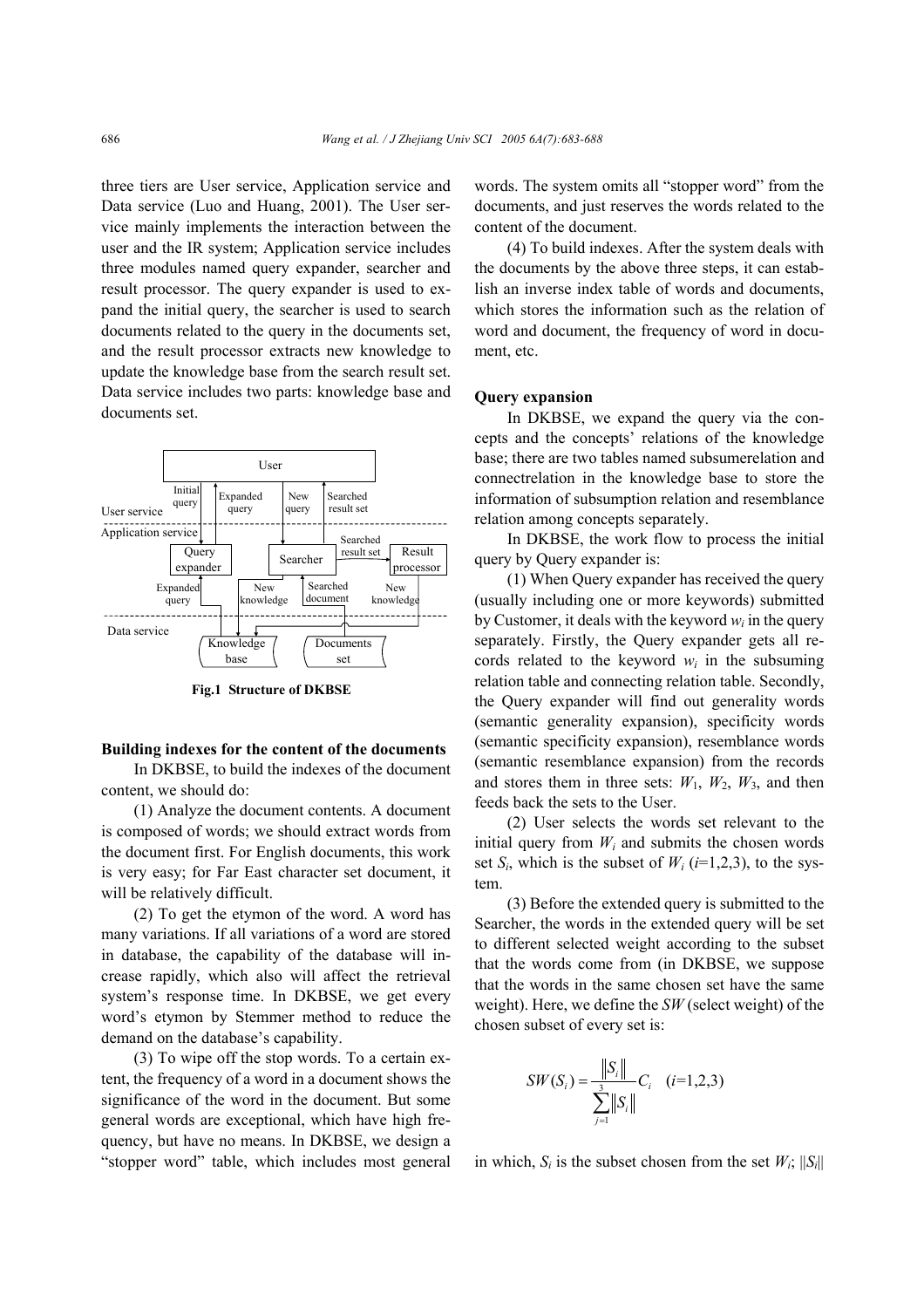three tiers are User service, Application service and Data service (Luo and Huang, 2001). The User service mainly implements the interaction between the user and the IR system; Application service includes three modules named query expander, searcher and result processor. The query expander is used to expand the initial query, the searcher is used to search documents related to the query in the documents set, and the result processor extracts new knowledge to update the knowledge base from the search result set. Data service includes two parts: knowledge base and documents set.

User
Initial query
Expanded query
New query
Searched result set
User service
Application service
Query expander
Searcher
Searched result set
Result processor
Expanded query
New knowledge
Searched document
New knowledge
Data service
Knowledge base
Documents set

**Fig.1 Structure of DKBSE**

**Building indexes for the content of the documents**

In DKBSE, to build the indexes of the document content, we should do:

(1) Analyze the document contents. A document is composed of words; we should extract words from the document first. For English documents, this work is very easy; for Far East character set document, it will be relatively difficult.

(2) To get the etymon of the word. A word has many variations. If all variations of a word are stored in database, the capability of the database will increase rapidly, which also will affect the retrieval system's response time. In DKBSE, we get every word's etymon by Stemmer method to reduce the demand on the database's capability.

(3) To wipe off the stop words. To a certain extent, the frequency of a word in a document shows the significance of the word in the document. But some general words are exceptional, which have high frequency, but have no means. In DKBSE, we design a "stopper word" table, which includes most general words. The system omits all "stopper word" from the documents, and just reserves the words related to the content of the document.

(4) To build indexes. After the system deals with the documents by the above three steps, it can establish an inverse index table of words and documents, which stores the information such as the relation of word and document, the frequency of word in document, etc.

**Query expansion**

In DKBSE, we expand the query via the concepts and the concepts' relations of the knowledge base; there are two tables named subsumerelation and connectrelation in the knowledge base to store the information of subsumption relation and resemblance relation among concepts separately.

In DKBSE, the work flow to process the initial query by Query expander is:

(1) When Query expander has received the query (usually including one or more keywords) submitted by Customer, it deals with the keyword $w_i$ in the query separately. Firstly, the Query expander gets all records related to the keyword $w_i$ in the subsuming relation table and connecting relation table. Secondly, the Query expander will find out generality words (semantic generality expansion), specificity words (semantic specificity expansion), resemblance words (semantic resemblance expansion) from the records and stores them in three sets: $W_1$, $W_2$, $W_3$, and then feeds back the sets to the User.

(2) User selects the words set relevant to the initial query from $W_i$ and submits the chosen words set $S_i$, which is the subset of $W_i$ ($i$=1,2,3), to the system.

(3) Before the extended query is submitted to the Searcher, the words in the extended query will be set to different selected weight according to the subset that the words come from (in DKBSE, we suppose that the words in the same chosen set have the same weight). Here, we define the *SW* (select weight) of the chosen subset of every set is:

$$SW(S_i) = \frac{\|S_i\|}{\sum_{j=1}^{3}\|S_i\|} C_i \quad (i=1,2,3)$$

in which, $S_i$ is the subset chosen from the set $W_i$; $\|S_i\|$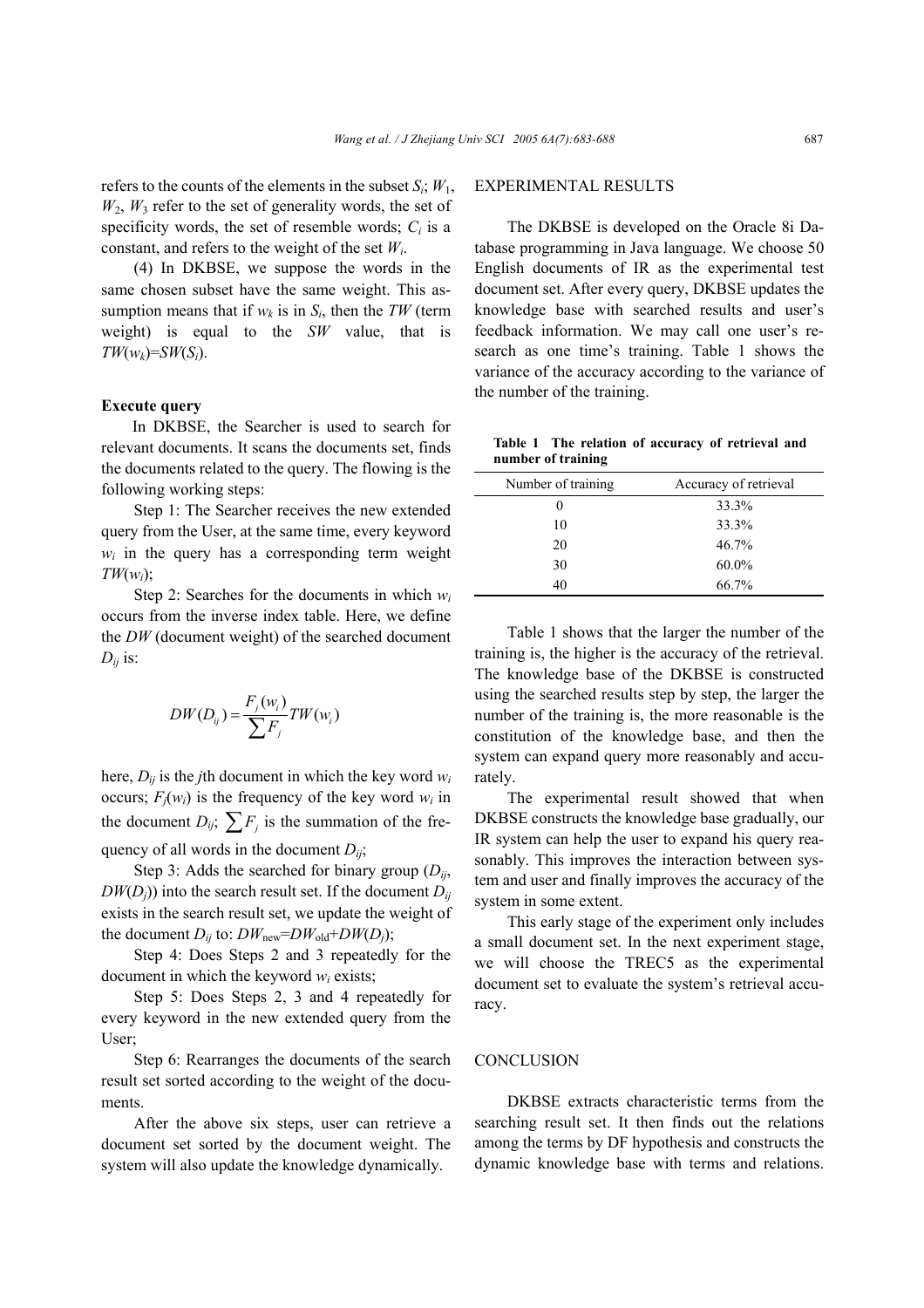refers to the counts of the elements in the subset $S_i$; $W_1$, $W_2$, $W_3$ refer to the set of generality words, the set of specificity words, the set of resemble words; $C_i$ is a constant, and refers to the weight of the set $W_i$.

(4) In DKBSE, we suppose the words in the same chosen subset have the same weight. This assumption means that if $w_k$ is in $S_i$, then the *TW* (term weight) is equal to the *SW* value, that is $TW(w_k)=SW(S_i)$.

**Execute query**

In DKBSE, the Searcher is used to search for relevant documents. It scans the documents set, finds the documents related to the query. The flowing is the following working steps:

Step 1: The Searcher receives the new extended query from the User, at the same time, every keyword $w_i$ in the query has a corresponding term weight $TW(w_i)$;

Step 2: Searches for the documents in which $w_i$ occurs from the inverse index table. Here, we define the *DW* (document weight) of the searched document $D_{ij}$ is:

$$DW(D_{ij}) = \frac{F_j(w_i)}{\sum F_j} TW(w_i)$$

here, $D_{ij}$ is the $j$th document in which the key word $w_i$ occurs; $F_j(w_i)$ is the frequency of the key word $w_i$ in the document $D_{ij}$; $\sum F_j$ is the summation of the frequency of all words in the document $D_{ij}$;

Step 3: Adds the searched for binary group ($D_{ij}$, $DW(D_j)$) into the search result set. If the document $D_{ij}$ exists in the search result set, we update the weight of the document $D_{ij}$ to: $DW_{\text{new}}=DW_{\text{old}}+DW(D_j)$;

Step 4: Does Steps 2 and 3 repeatedly for the document in which the keyword $w_i$ exists;

Step 5: Does Steps 2, 3 and 4 repeatedly for every keyword in the new extended query from the User;

Step 6: Rearranges the documents of the search result set sorted according to the weight of the documents.

After the above six steps, user can retrieve a document set sorted by the document weight. The system will also update the knowledge dynamically.

## EXPERIMENTAL RESULTS

The DKBSE is developed on the Oracle 8i Database programming in Java language. We choose 50 English documents of IR as the experimental test document set. After every query, DKBSE updates the knowledge base with searched results and user's feedback information. We may call one user's research as one time's training. Table 1 shows the variance of the accuracy according to the variance of the number of the training.

**Table 1 The relation of accuracy of retrieval and number of training**

| Number of training | Accuracy of retrieval |
|---|---|
| 0 | 33.3% |
| 10 | 33.3% |
| 20 | 46.7% |
| 30 | 60.0% |
| 40 | 66.7% |

Table 1 shows that the larger the number of the training is, the higher is the accuracy of the retrieval. The knowledge base of the DKBSE is constructed using the searched results step by step, the larger the number of the training is, the more reasonable is the constitution of the knowledge base, and then the system can expand query more reasonably and accurately.

The experimental result showed that when DKBSE constructs the knowledge base gradually, our IR system can help the user to expand his query reasonably. This improves the interaction between system and user and finally improves the accuracy of the system in some extent.

This early stage of the experiment only includes a small document set. In the next experiment stage, we will choose the TREC5 as the experimental document set to evaluate the system's retrieval accuracy.

## CONCLUSION

DKBSE extracts characteristic terms from the searching result set. It then finds out the relations among the terms by DF hypothesis and constructs the dynamic knowledge base with terms and relations.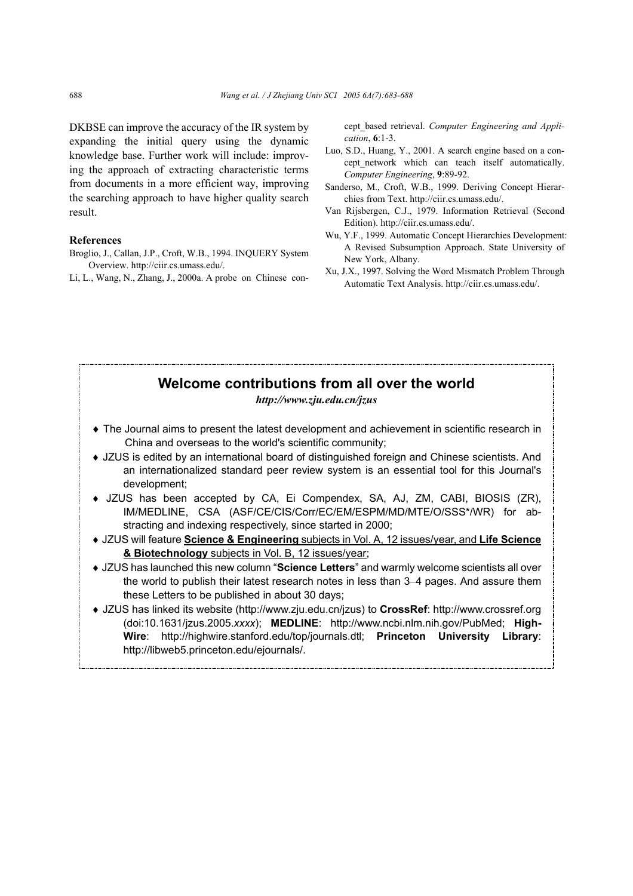DKBSE can improve the accuracy of the IR system by expanding the initial query using the dynamic knowledge base. Further work will include: improving the approach of extracting characteristic terms from documents in a more efficient way, improving the searching approach to have higher quality search result.

## References

Broglio, J., Callan, J.P., Croft, W.B., 1994. INQUERY System Overview. http://ciir.cs.umass.edu/.

Li, L., Wang, N., Zhang, J., 2000a. A probe on Chinese concept_based retrieval. *Computer Engineering and Application*, **6**:1-3.

Luo, S.D., Huang, Y., 2001. A search engine based on a concept_network which can teach itself automatically. *Computer Engineering*, **9**:89-92.

Sanderso, M., Croft, W.B., 1999. Deriving Concept Hierarchies from Text. http://ciir.cs.umass.edu/.

Van Rijsbergen, C.J., 1979. Information Retrieval (Second Edition). http://ciir.cs.umass.edu/.

Wu, Y.F., 1999. Automatic Concept Hierarchies Development: A Revised Subsumption Approach. State University of New York, Albany.

Xu, J.X., 1997. Solving the Word Mismatch Problem Through Automatic Text Analysis. http://ciir.cs.umass.edu/.

---

## Welcome contributions from all over the world

***http://www.zju.edu.cn/jzus***

- The Journal aims to present the latest development and achievement in scientific research in China and overseas to the world's scientific community;
- JZUS is edited by an international board of distinguished foreign and Chinese scientists. And an internationalized standard peer review system is an essential tool for this Journal's development;
- JZUS has been accepted by CA, Ei Compendex, SA, AJ, ZM, CABI, BIOSIS (ZR), IM/MEDLINE, CSA (ASF/CE/CIS/Corr/EC/EM/ESPM/MD/MTE/O/SSS*/WR) for abstracting and indexing respectively, since started in 2000;
- JZUS will feature **Science & Engineering** subjects in Vol. A, 12 issues/year, and **Life Science & Biotechnology** subjects in Vol. B, 12 issues/year;
- JZUS has launched this new column "**Science Letters**" and warmly welcome scientists all over the world to publish their latest research notes in less than 3–4 pages. And assure them these Letters to be published in about 30 days;
- JZUS has linked its website (http://www.zju.edu.cn/jzus) to **CrossRef**: http://www.crossref.org (doi:10.1631/jzus.2005.*xxxx*); **MEDLINE**: http://www.ncbi.nlm.nih.gov/PubMed; **HighWire**: http://highwire.stanford.edu/top/journals.dtl; **Princeton University Library**: http://libweb5.princeton.edu/ejournals/.